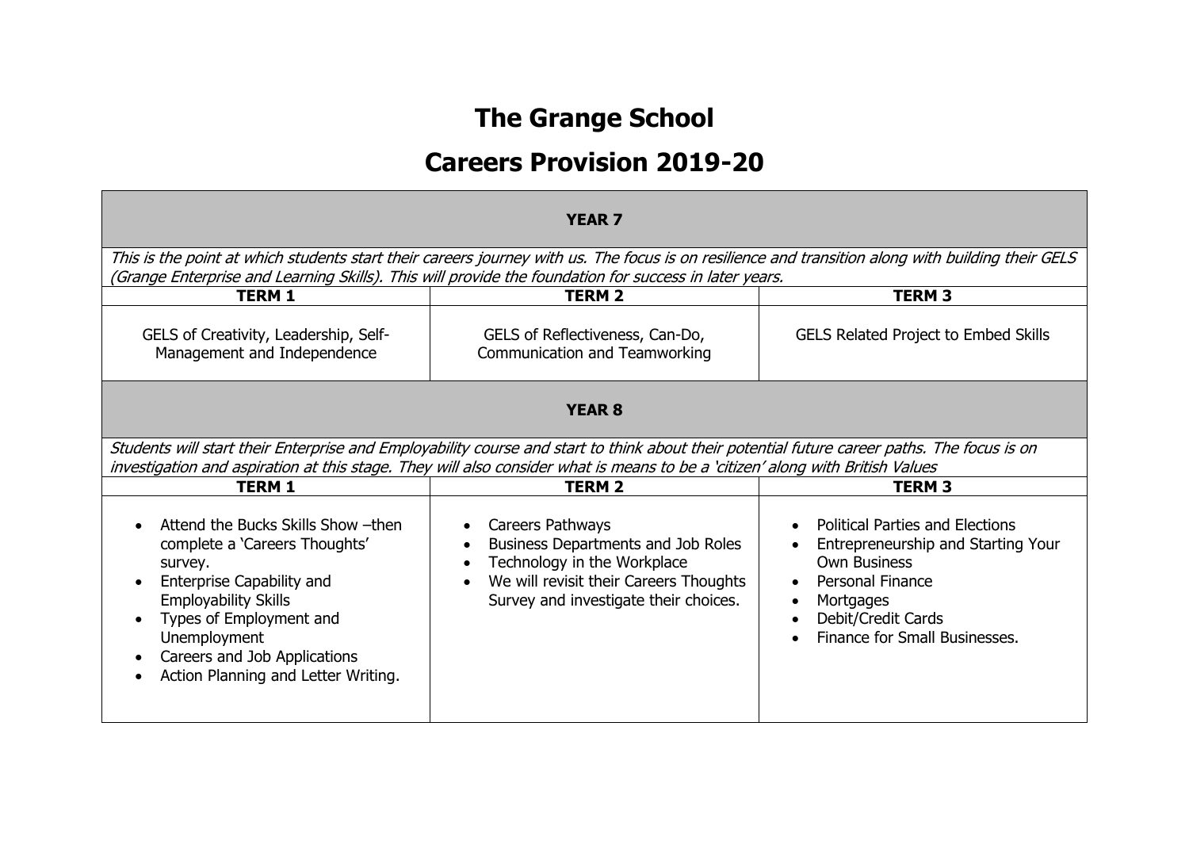# The Grange School

# Careers Provision 2019-20

| **YEAR 7** | | |
|---|---|---|
| *This is the point at which students start their careers journey with us. The focus is on resilience and transition along with building their GELS (Grange Enterprise and Learning Skills). This will provide the foundation for success in later years.* | | |
| **TERM 1** | **TERM 2** | **TERM 3** |
| GELS of Creativity, Leadership, Self-Management and Independence | GELS of Reflectiveness, Can-Do, Communication and Teamworking | GELS Related Project to Embed Skills |

| **YEAR 8** | | |
|---|---|---|
| *Students will start their Enterprise and Employability course and start to think about their potential future career paths. The focus is on investigation and aspiration at this stage. They will also consider what is means to be a 'citizen' along with British Values* | | |
| **TERM 1** | **TERM 2** | **TERM 3** |
| • Attend the Bucks Skills Show –then complete a 'Careers Thoughts' survey.<br>• Enterprise Capability and Employability Skills<br>• Types of Employment and Unemployment<br>• Careers and Job Applications<br>• Action Planning and Letter Writing. | • Careers Pathways<br>• Business Departments and Job Roles<br>• Technology in the Workplace<br>• We will revisit their Careers Thoughts Survey and investigate their choices. | • Political Parties and Elections<br>• Entrepreneurship and Starting Your Own Business<br>• Personal Finance<br>• Mortgages<br>• Debit/Credit Cards<br>• Finance for Small Businesses. |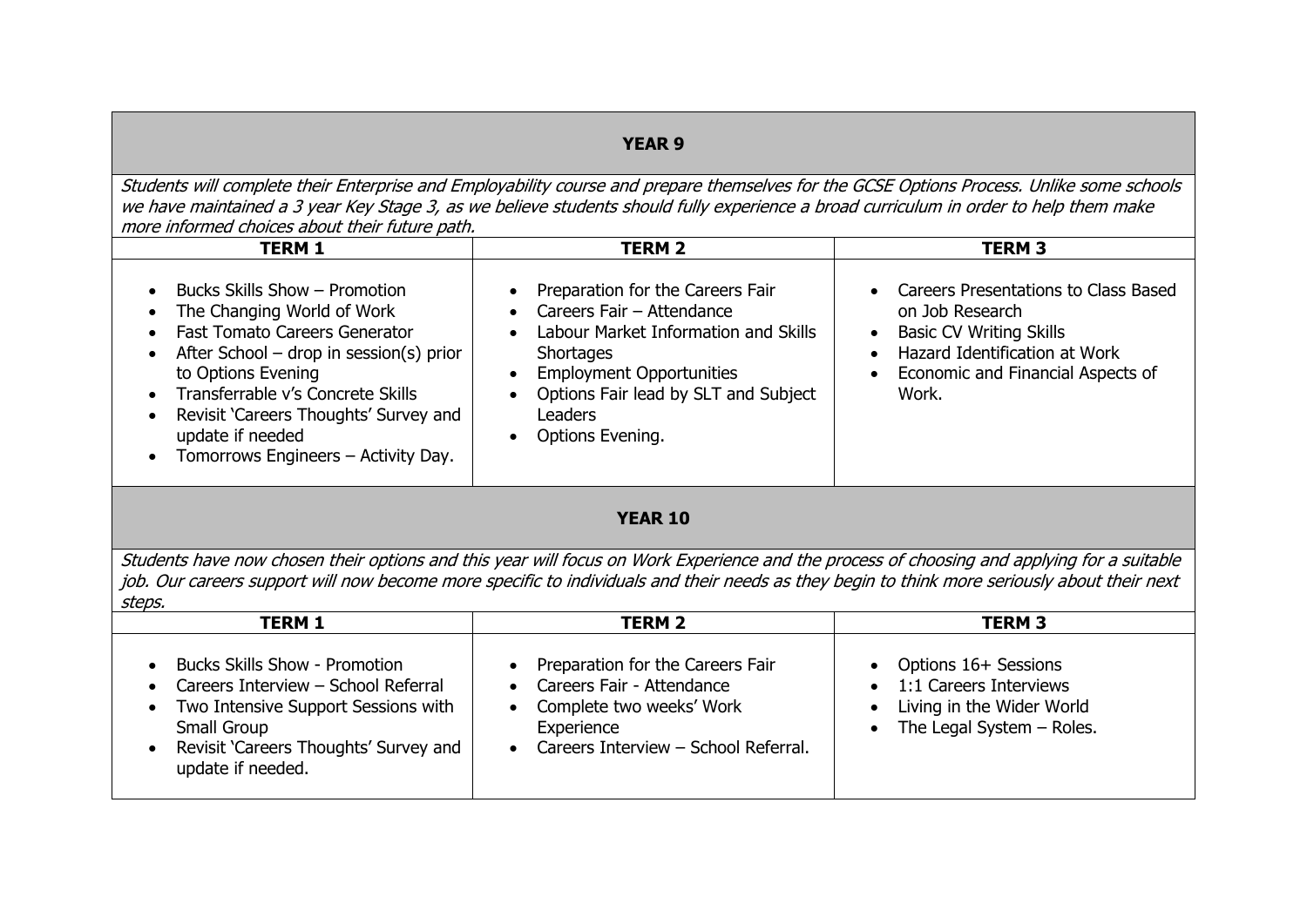## YEAR 9

*Students will complete their Enterprise and Employability course and prepare themselves for the GCSE Options Process. Unlike some schools we have maintained a 3 year Key Stage 3, as we believe students should fully experience a broad curriculum in order to help them make more informed choices about their future path.*

| TERM 1 | TERM 2 | TERM 3 |
|---|---|---|
| • Bucks Skills Show – Promotion<br>• The Changing World of Work<br>• Fast Tomato Careers Generator<br>• After School – drop in session(s) prior to Options Evening<br>• Transferrable v's Concrete Skills<br>• Revisit 'Careers Thoughts' Survey and update if needed<br>• Tomorrows Engineers – Activity Day. | • Preparation for the Careers Fair<br>• Careers Fair – Attendance<br>• Labour Market Information and Skills Shortages<br>• Employment Opportunities<br>• Options Fair lead by SLT and Subject Leaders<br>• Options Evening. | • Careers Presentations to Class Based on Job Research<br>• Basic CV Writing Skills<br>• Hazard Identification at Work<br>• Economic and Financial Aspects of Work. |

## YEAR 10

*Students have now chosen their options and this year will focus on Work Experience and the process of choosing and applying for a suitable job. Our careers support will now become more specific to individuals and their needs as they begin to think more seriously about their next steps.*

| TERM 1 | TERM 2 | TERM 3 |
|---|---|---|
| • Bucks Skills Show - Promotion<br>• Careers Interview – School Referral<br>• Two Intensive Support Sessions with Small Group<br>• Revisit 'Careers Thoughts' Survey and update if needed. | • Preparation for the Careers Fair<br>• Careers Fair - Attendance<br>• Complete two weeks' Work Experience<br>• Careers Interview – School Referral. | • Options 16+ Sessions<br>• 1:1 Careers Interviews<br>• Living in the Wider World<br>• The Legal System – Roles. |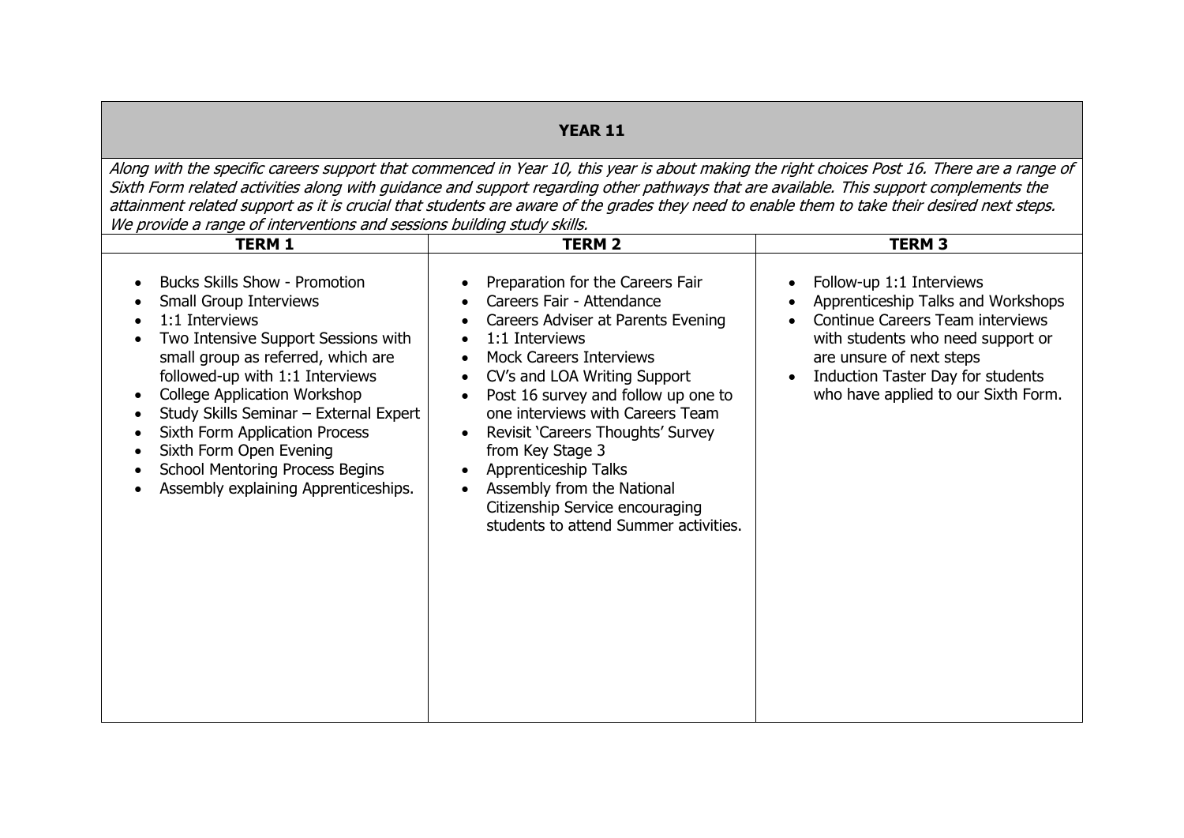## YEAR 11

*Along with the specific careers support that commenced in Year 10, this year is about making the right choices Post 16. There are a range of Sixth Form related activities along with guidance and support regarding other pathways that are available. This support complements the attainment related support as it is crucial that students are aware of the grades they need to enable them to take their desired next steps. We provide a range of interventions and sessions building study skills.*

| TERM 1 | TERM 2 | TERM 3 |
|---|---|---|
| • Bucks Skills Show - Promotion<br>• Small Group Interviews<br>• 1:1 Interviews<br>• Two Intensive Support Sessions with small group as referred, which are followed-up with 1:1 Interviews<br>• College Application Workshop<br>• Study Skills Seminar – External Expert<br>• Sixth Form Application Process<br>• Sixth Form Open Evening<br>• School Mentoring Process Begins<br>• Assembly explaining Apprenticeships. | • Preparation for the Careers Fair<br>• Careers Fair - Attendance<br>• Careers Adviser at Parents Evening<br>• 1:1 Interviews<br>• Mock Careers Interviews<br>• CV's and LOA Writing Support<br>• Post 16 survey and follow up one to one interviews with Careers Team<br>• Revisit 'Careers Thoughts' Survey from Key Stage 3<br>• Apprenticeship Talks<br>• Assembly from the National Citizenship Service encouraging students to attend Summer activities. | • Follow-up 1:1 Interviews<br>• Apprenticeship Talks and Workshops<br>• Continue Careers Team interviews with students who need support or are unsure of next steps<br>• Induction Taster Day for students who have applied to our Sixth Form. |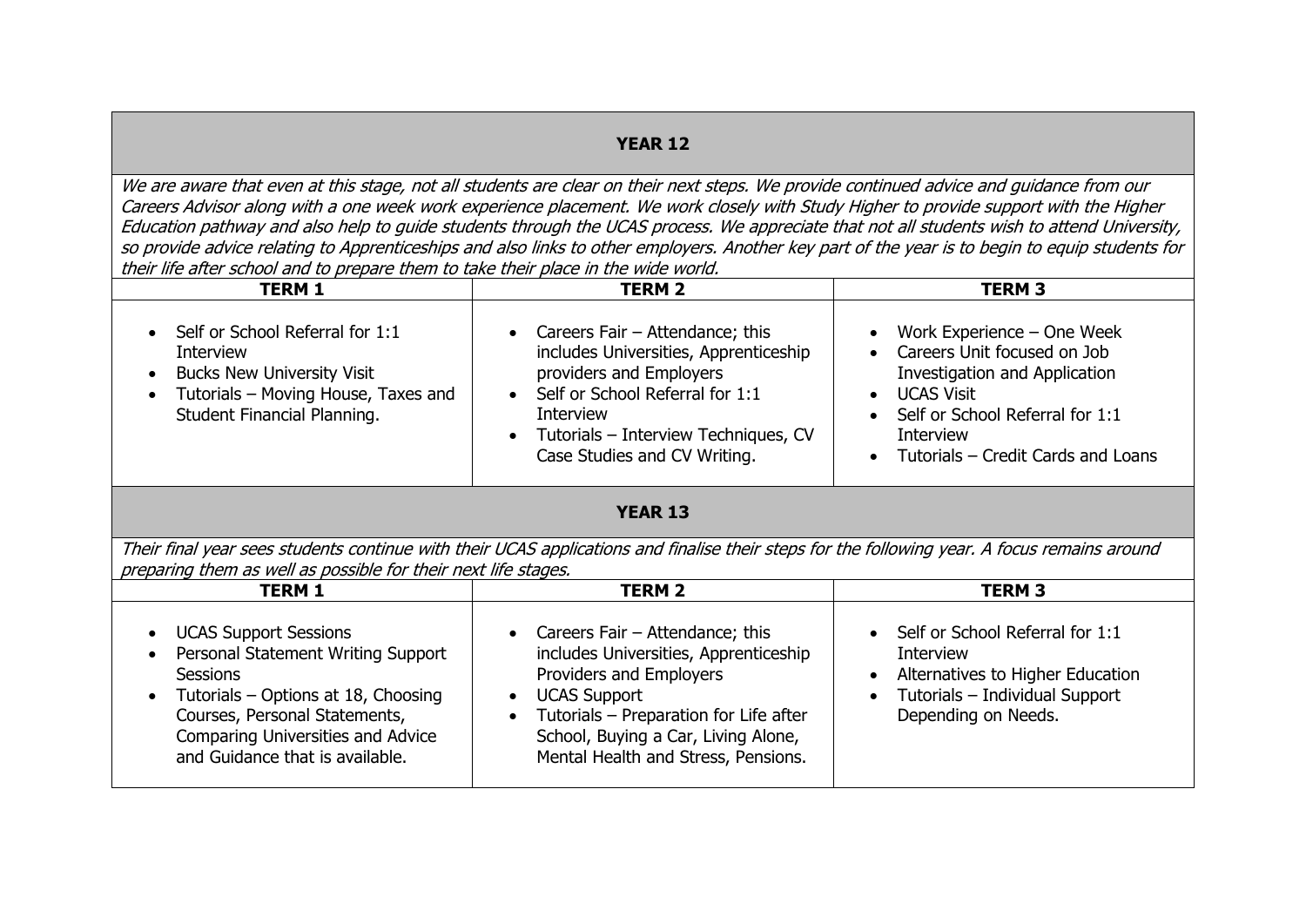## YEAR 12

*We are aware that even at this stage, not all students are clear on their next steps. We provide continued advice and guidance from our Careers Advisor along with a one week work experience placement. We work closely with Study Higher to provide support with the Higher Education pathway and also help to guide students through the UCAS process. We appreciate that not all students wish to attend University, so provide advice relating to Apprenticeships and also links to other employers. Another key part of the year is to begin to equip students for their life after school and to prepare them to take their place in the wide world.*

| TERM 1 | TERM 2 | TERM 3 |
|---|---|---|
| • Self or School Referral for 1:1 Interview<br>• Bucks New University Visit<br>• Tutorials – Moving House, Taxes and Student Financial Planning. | • Careers Fair – Attendance; this includes Universities, Apprenticeship providers and Employers<br>• Self or School Referral for 1:1 Interview<br>• Tutorials – Interview Techniques, CV Case Studies and CV Writing. | • Work Experience – One Week<br>• Careers Unit focused on Job Investigation and Application<br>• UCAS Visit<br>• Self or School Referral for 1:1 Interview<br>• Tutorials – Credit Cards and Loans |

## YEAR 13

*Their final year sees students continue with their UCAS applications and finalise their steps for the following year. A focus remains around preparing them as well as possible for their next life stages.*

| TERM 1 | TERM 2 | TERM 3 |
|---|---|---|
| • UCAS Support Sessions<br>• Personal Statement Writing Support Sessions<br>• Tutorials – Options at 18, Choosing Courses, Personal Statements, Comparing Universities and Advice and Guidance that is available. | • Careers Fair – Attendance; this includes Universities, Apprenticeship Providers and Employers<br>• UCAS Support<br>• Tutorials – Preparation for Life after School, Buying a Car, Living Alone, Mental Health and Stress, Pensions. | • Self or School Referral for 1:1 Interview<br>• Alternatives to Higher Education<br>• Tutorials – Individual Support Depending on Needs. |